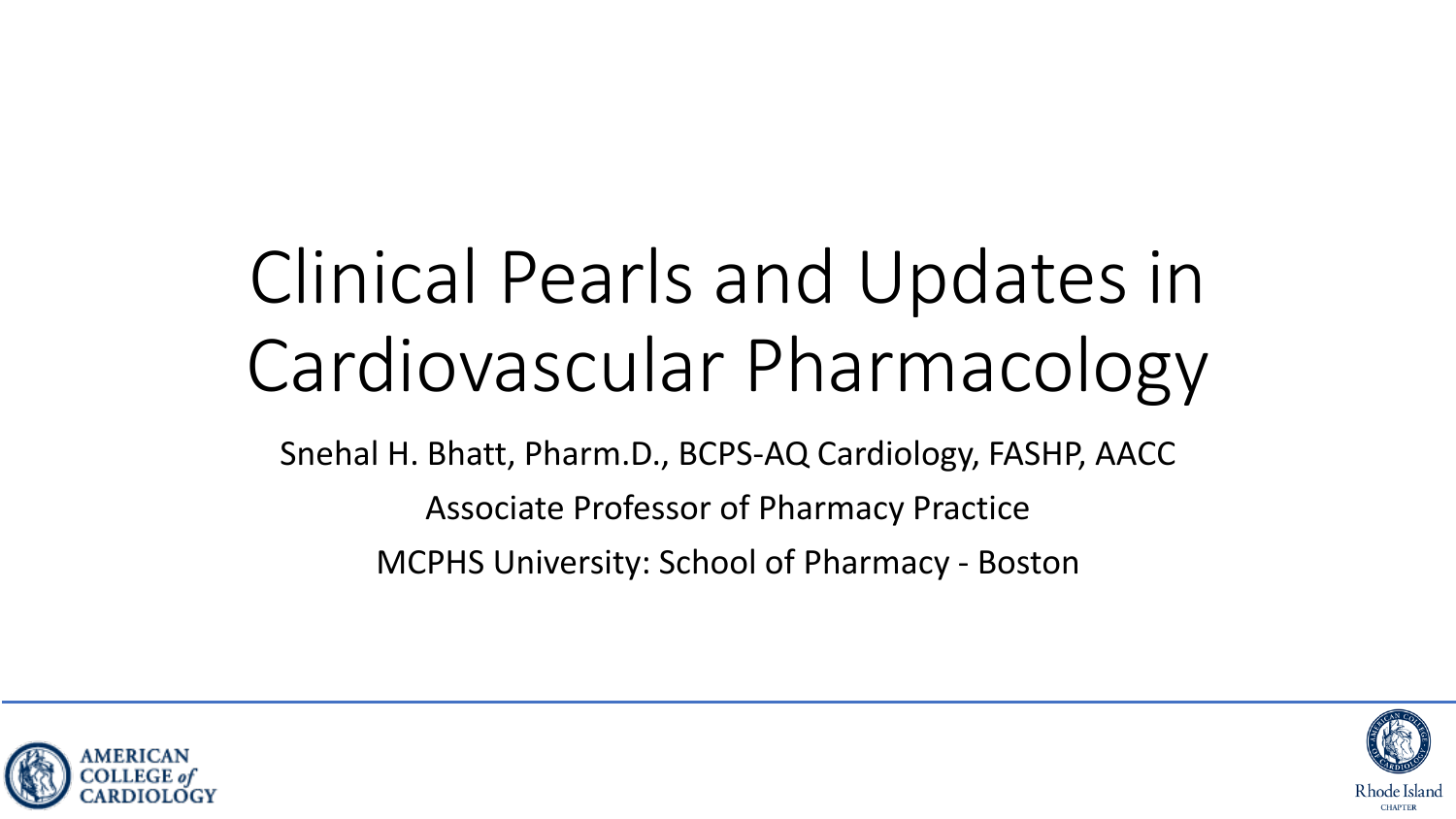# Clinical Pearls and Updates in Cardiovascular Pharmacology

Snehal H. Bhatt, Pharm.D., BCPS-AQ Cardiology, FASHP, AACC

Associate Professor of Pharmacy Practice

MCPHS University: School of Pharmacy - Boston

AMERICAN COLLEGE of CARDIOLOGY

Rhode Island CHAPTER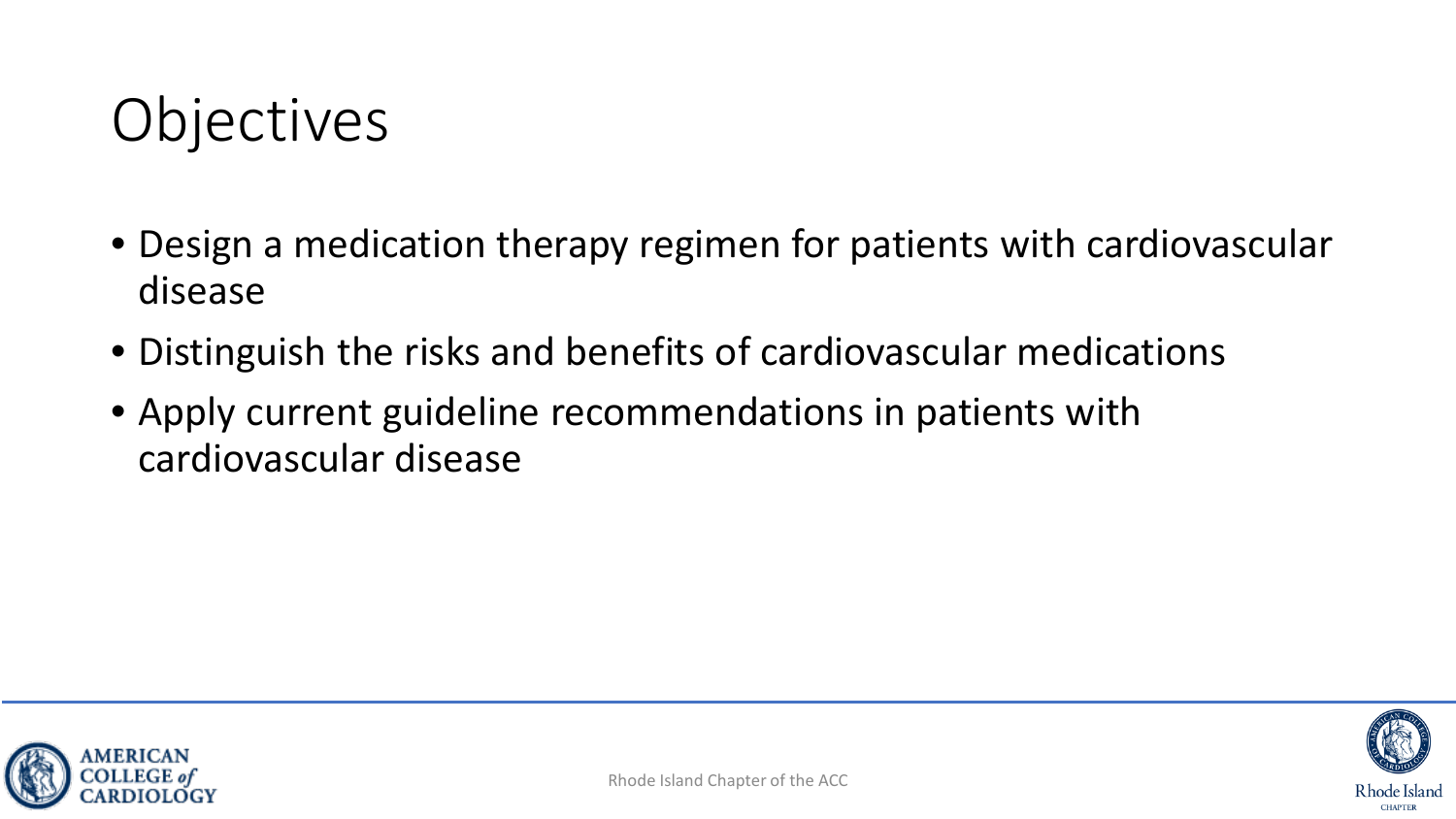# Objectives

- Design a medication therapy regimen for patients with cardiovascular disease
- Distinguish the risks and benefits of cardiovascular medications
- Apply current guideline recommendations in patients with cardiovascular disease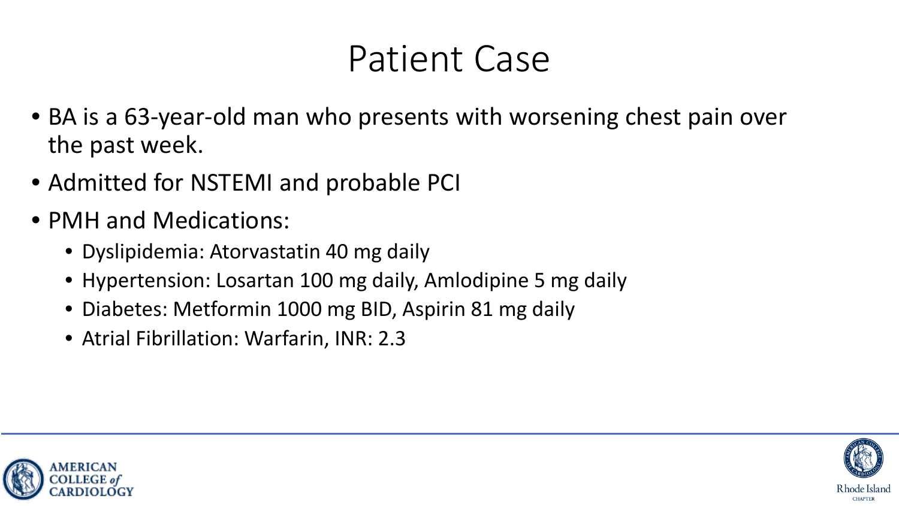# Patient Case

- BA is a 63-year-old man who presents with worsening chest pain over the past week.
- Admitted for NSTEMI and probable PCI
- PMH and Medications:
  - Dyslipidemia: Atorvastatin 40 mg daily
  - Hypertension: Losartan 100 mg daily, Amlodipine 5 mg daily
  - Diabetes: Metformin 1000 mg BID, Aspirin 81 mg daily
  - Atrial Fibrillation: Warfarin, INR: 2.3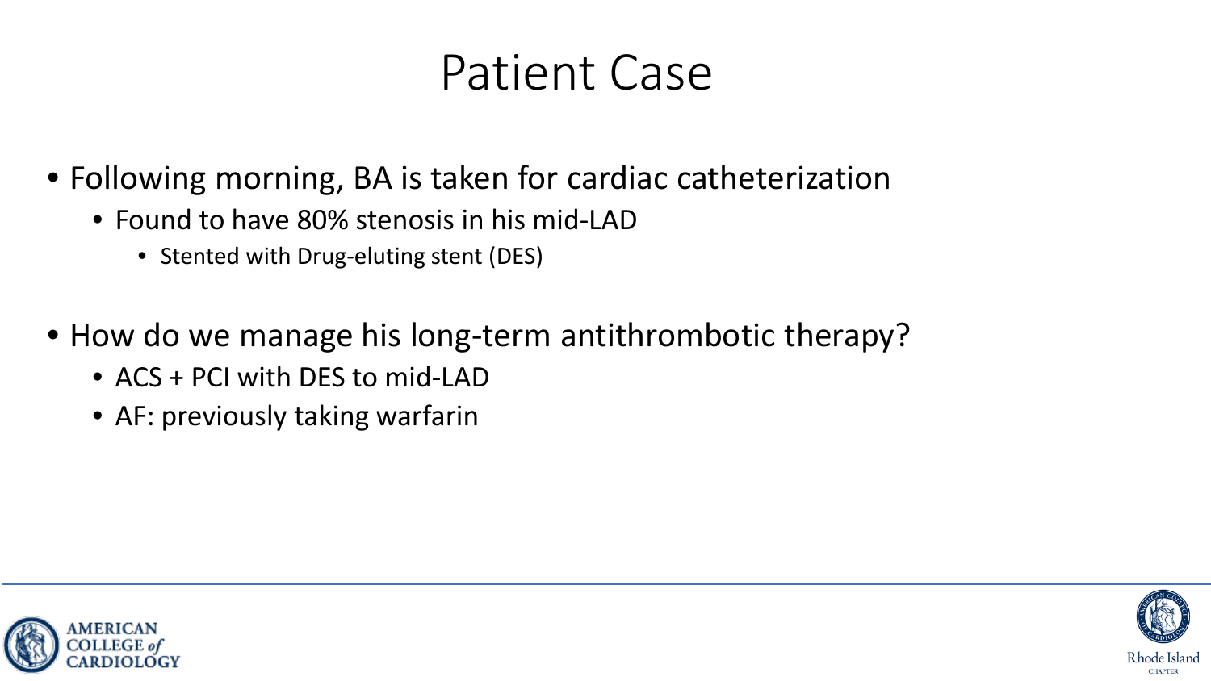# Patient Case

- Following morning, BA is taken for cardiac catheterization
  - Found to have 80% stenosis in his mid-LAD
    - Stented with Drug-eluting stent (DES)

- How do we manage his long-term antithrombotic therapy?
  - ACS + PCI with DES to mid-LAD
  - AF: previously taking warfarin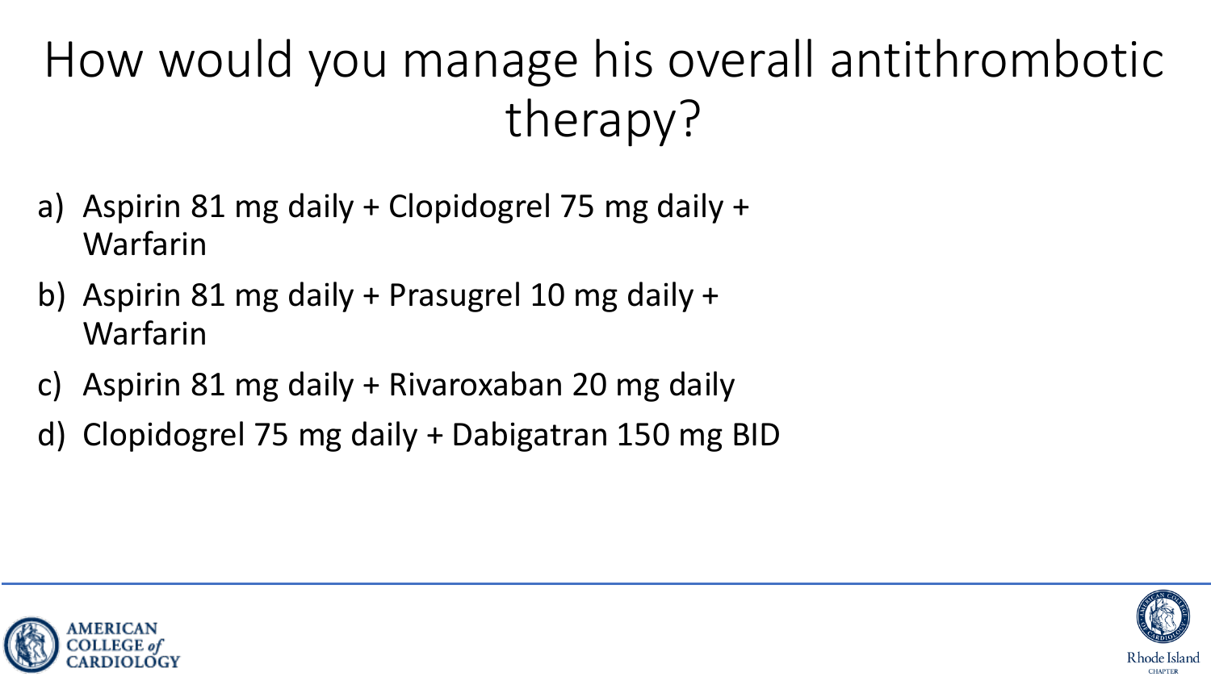# How would you manage his overall antithrombotic therapy?

a) Aspirin 81 mg daily + Clopidogrel 75 mg daily + Warfarin
b) Aspirin 81 mg daily + Prasugrel 10 mg daily + Warfarin
c) Aspirin 81 mg daily + Rivaroxaban 20 mg daily
d) Clopidogrel 75 mg daily + Dabigatran 150 mg BID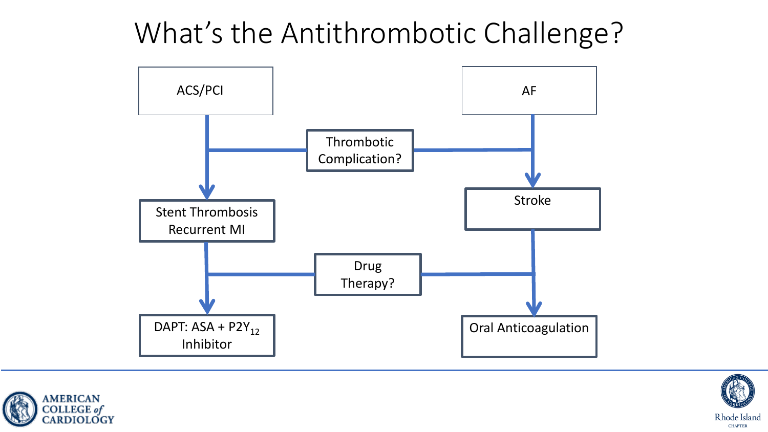# What's the Antithrombotic Challenge?

ACS/PCI

AF

Thrombotic Complication?

Stent Thrombosis
Recurrent MI

Stroke

Drug Therapy?

DAPT: ASA + $P2Y_{12}$ Inhibitor

Oral Anticoagulation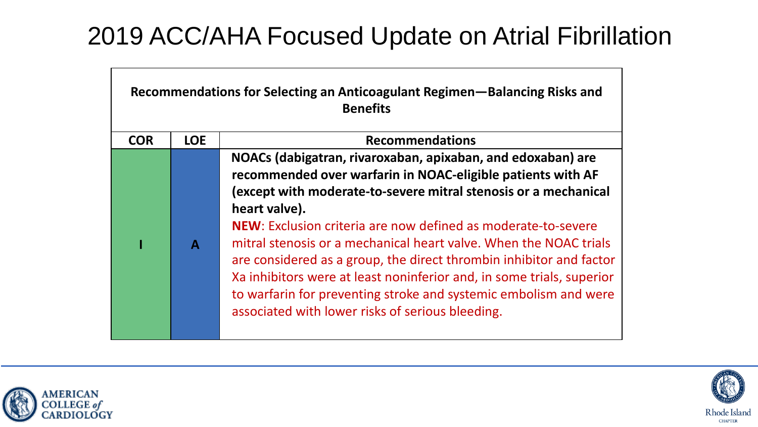# 2019 ACC/AHA Focused Update on Atrial Fibrillation

| Recommendations for Selecting an Anticoagulant Regimen—Balancing Risks and Benefits | | |
|---|---|---|
| **COR** | **LOE** | **Recommendations** |
| I | A | **NOACs (dabigatran, rivaroxaban, apixaban, and edoxaban) are recommended over warfarin in NOAC-eligible patients with AF (except with moderate-to-severe mitral stenosis or a mechanical heart valve).** **NEW**: Exclusion criteria are now defined as moderate-to-severe mitral stenosis or a mechanical heart valve. When the NOAC trials are considered as a group, the direct thrombin inhibitor and factor Xa inhibitors were at least noninferior and, in some trials, superior to warfarin for preventing stroke and systemic embolism and were associated with lower risks of serious bleeding. |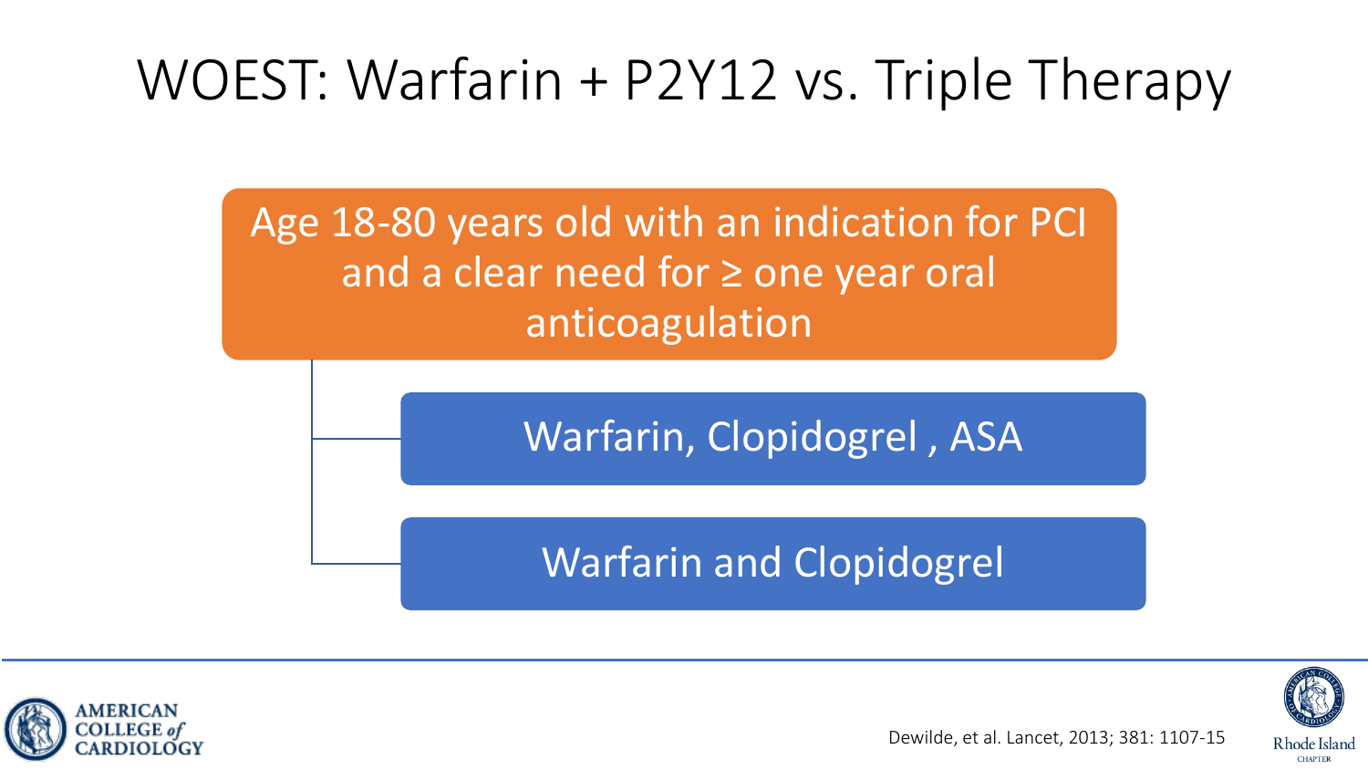# WOEST: Warfarin + P2Y12 vs. Triple Therapy

Age 18-80 years old with an indication for PCI and a clear need for ≥ one year oral anticoagulation

- Warfarin, Clopidogrel , ASA
- Warfarin and Clopidogrel

Dewilde, et al. Lancet, 2013; 381: 1107-15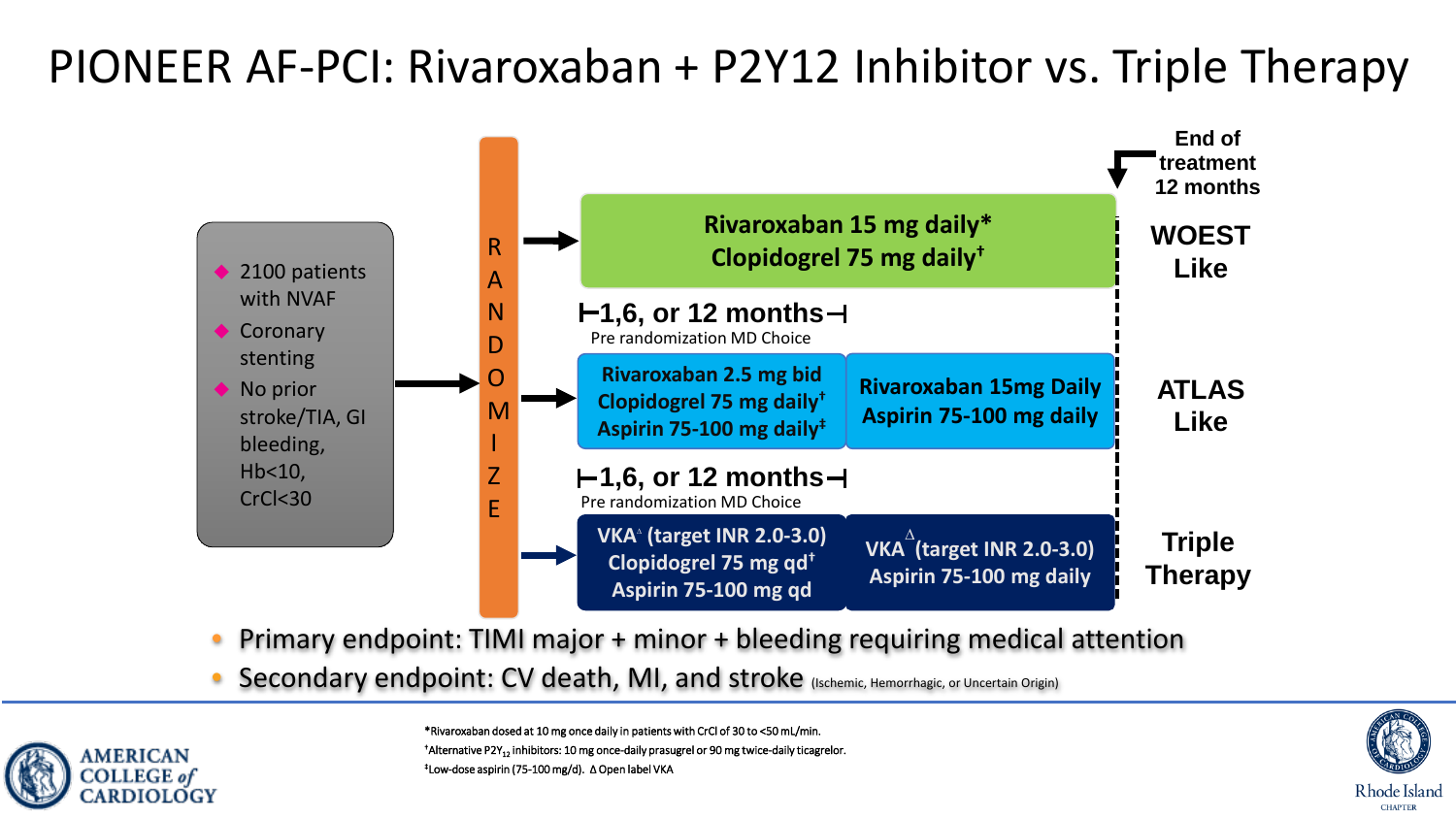# PIONEER AF-PCI: Rivaroxaban + P2Y12 Inhibitor vs. Triple Therapy

- 2100 patients with NVAF
- Coronary stenting
- No prior stroke/TIA, GI bleeding, Hb<10, CrCl<30

→ RANDOMIZE

End of treatment 12 months

| Arm | Pre-randomization MD choice: 1, 6, or 12 months | Remainder to 12 months | |
|---|---|---|---|
| 1 | Rivaroxaban 15 mg daily* Clopidogrel 75 mg daily† | | WOEST Like |
| 2 | Rivaroxaban 2.5 mg bid Clopidogrel 75 mg daily† Aspirin 75-100 mg daily‡ | Rivaroxaban 15mg Daily Aspirin 75-100 mg daily | ATLAS Like |
| 3 | VKA^Δ (target INR 2.0-3.0) Clopidogrel 75 mg qd† Aspirin 75-100 mg qd | VKA^Δ (target INR 2.0-3.0) Aspirin 75-100 mg daily | Triple Therapy |

- Primary endpoint: TIMI major + minor + bleeding requiring medical attention
- Secondary endpoint: CV death, MI, and stroke (Ischemic, Hemorrhagic, or Uncertain Origin)

*Rivaroxaban dosed at 10 mg once daily in patients with CrCl of 30 to <50 mL/min.
†Alternative $P2Y_{12}$ inhibitors: 10 mg once-daily prasugrel or 90 mg twice-daily ticagrelor.
‡Low-dose aspirin (75-100 mg/d). Δ Open label VKA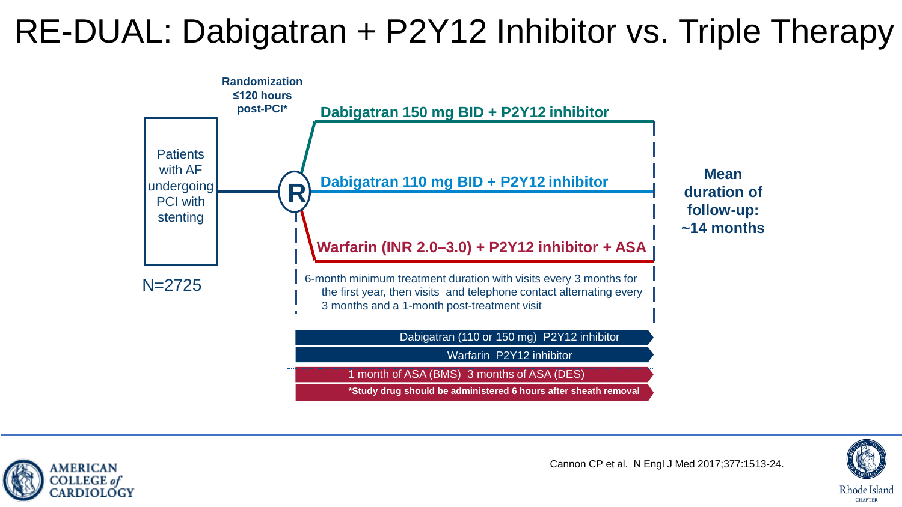# RE-DUAL: Dabigatran + P2Y12 Inhibitor vs. Triple Therapy

Patients with AF undergoing PCI with stenting

N=2725

**Randomization ≤120 hours post-PCI***

R

- **Dabigatran 150 mg BID + P2Y12 inhibitor**
- **Dabigatran 110 mg BID + P2Y12 inhibitor**
- **Warfarin (INR 2.0–3.0) + P2Y12 inhibitor + ASA**

6-month minimum treatment duration with visits every 3 months for the first year, then visits and telephone contact alternating every 3 months and a 1-month post-treatment visit

**Mean duration of follow-up: ~14 months**

Dabigatran (110 or 150 mg) P2Y12 inhibitor

Warfarin P2Y12 inhibitor

1 month of ASA (BMS) 3 months of ASA (DES)

***Study drug should be administered 6 hours after sheath removal**

Cannon CP et al. N Engl J Med 2017;377:1513-24.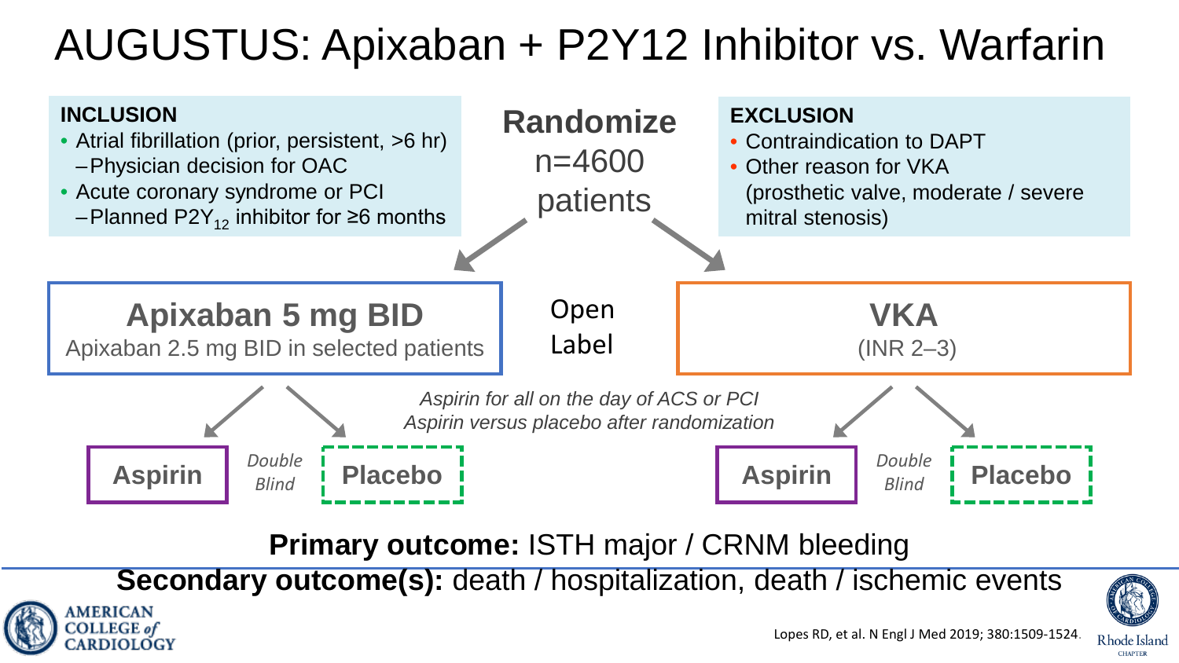# AUGUSTUS: Apixaban + P2Y12 Inhibitor vs. Warfarin

**INCLUSION**

- Atrial fibrillation (prior, persistent, >6 hr)
  - Physician decision for OAC
- Acute coronary syndrome or PCI
  - Planned $P2Y_{12}$ inhibitor for ≥6 months

**Randomize**
n=4600 patients

**EXCLUSION**

- Contraindication to DAPT
- Other reason for VKA (prosthetic valve, moderate / severe mitral stenosis)

**Apixaban 5 mg BID**
Apixaban 2.5 mg BID in selected patients

Open Label

**VKA**
(INR 2–3)

*Aspirin for all on the day of ACS or PCI*
*Aspirin versus placebo after randomization*

**Aspirin** — *Double Blind* — **Placebo**

**Aspirin** — *Double Blind* — **Placebo**

**Primary outcome:** ISTH major / CRNM bleeding

**Secondary outcome(s):** death / hospitalization, death / ischemic events

Lopes RD, et al. N Engl J Med 2019; 380:1509-1524.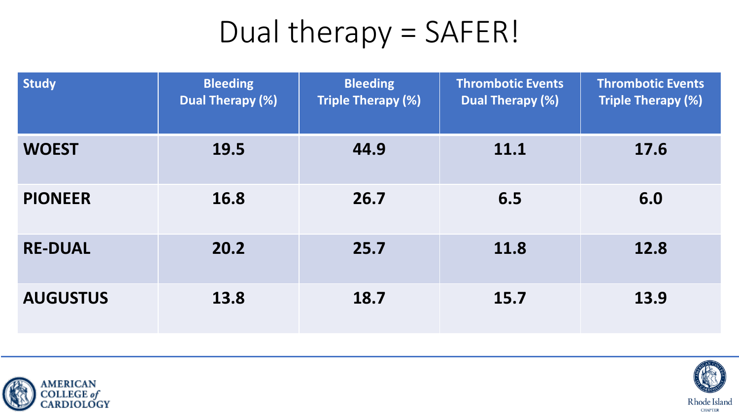# Dual therapy = SAFER!

| Study | Bleeding Dual Therapy (%) | Bleeding Triple Therapy (%) | Thrombotic Events Dual Therapy (%) | Thrombotic Events Triple Therapy (%) |
|---|---|---|---|---|
| **WOEST** | **19.5** | **44.9** | **11.1** | **17.6** |
| **PIONEER** | **16.8** | **26.7** | **6.5** | **6.0** |
| **RE-DUAL** | **20.2** | **25.7** | **11.8** | **12.8** |
| **AUGUSTUS** | **13.8** | **18.7** | **15.7** | **13.9** |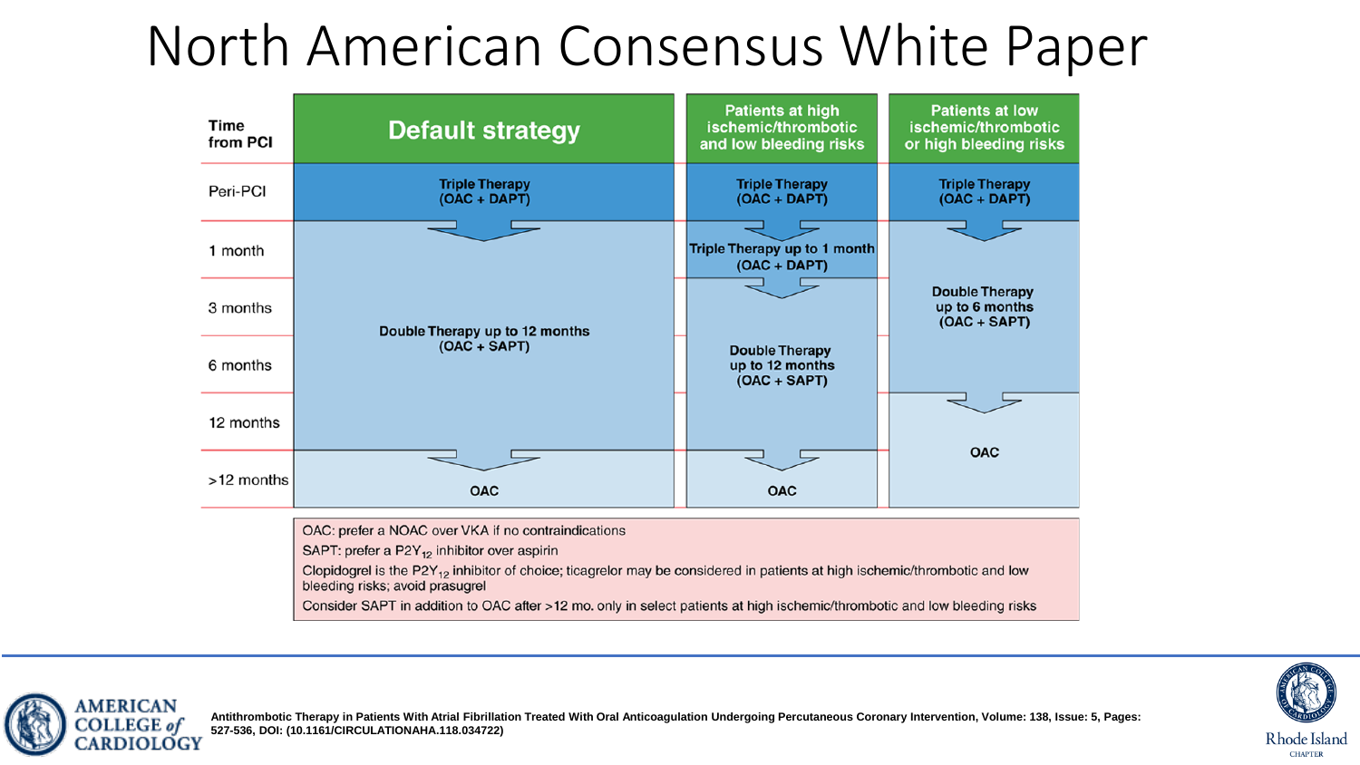# North American Consensus White Paper

| Time from PCI | Default strategy | Patients at high ischemic/thrombotic and low bleeding risks | Patients at low ischemic/thrombotic or high bleeding risks |
|---|---|---|---|
| Peri-PCI | Triple Therapy (OAC + DAPT) | Triple Therapy (OAC + DAPT) | Triple Therapy (OAC + DAPT) |
| 1 month | Double Therapy up to 12 months (OAC + SAPT) | Triple Therapy up to 1 month (OAC + DAPT) | Double Therapy up to 6 months (OAC + SAPT) |
| 3 months | | Double Therapy up to 12 months (OAC + SAPT) | |
| 6 months | | | |
| 12 months | | | OAC |
| >12 months | OAC | OAC | |

OAC: prefer a NOAC over VKA if no contraindications

SAPT: prefer a $P2Y_{12}$ inhibitor over aspirin

Clopidogrel is the $P2Y_{12}$ inhibitor of choice; ticagrelor may be considered in patients at high ischemic/thrombotic and low bleeding risks; avoid prasugrel

Consider SAPT in addition to OAC after >12 mo. only in select patients at high ischemic/thrombotic and low bleeding risks

Antithrombotic Therapy in Patients With Atrial Fibrillation Treated With Oral Anticoagulation Undergoing Percutaneous Coronary Intervention, Volume: 138, Issue: 5, Pages: 527-536, DOI: (10.1161/CIRCULATIONAHA.118.034722)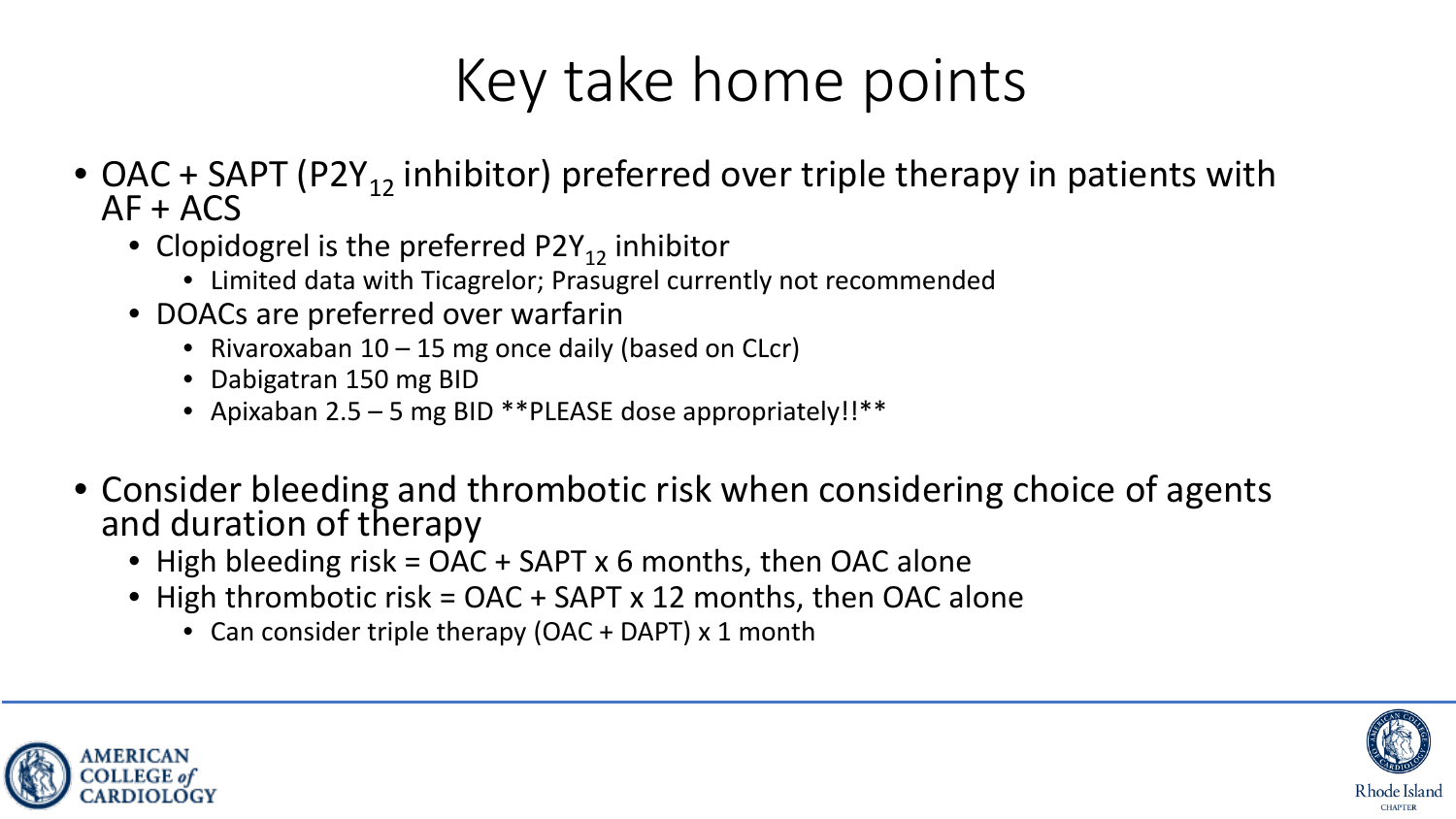# Key take home points

- OAC + SAPT ($P2Y_{12}$ inhibitor) preferred over triple therapy in patients with AF + ACS
  - Clopidogrel is the preferred $P2Y_{12}$ inhibitor
    - Limited data with Ticagrelor; Prasugrel currently not recommended
  - DOACs are preferred over warfarin
    - Rivaroxaban 10 – 15 mg once daily (based on CLcr)
    - Dabigatran 150 mg BID
    - Apixaban 2.5 – 5 mg BID **PLEASE dose appropriately!!**

- Consider bleeding and thrombotic risk when considering choice of agents and duration of therapy
  - High bleeding risk = OAC + SAPT x 6 months, then OAC alone
  - High thrombotic risk = OAC + SAPT x 12 months, then OAC alone
    - Can consider triple therapy (OAC + DAPT) x 1 month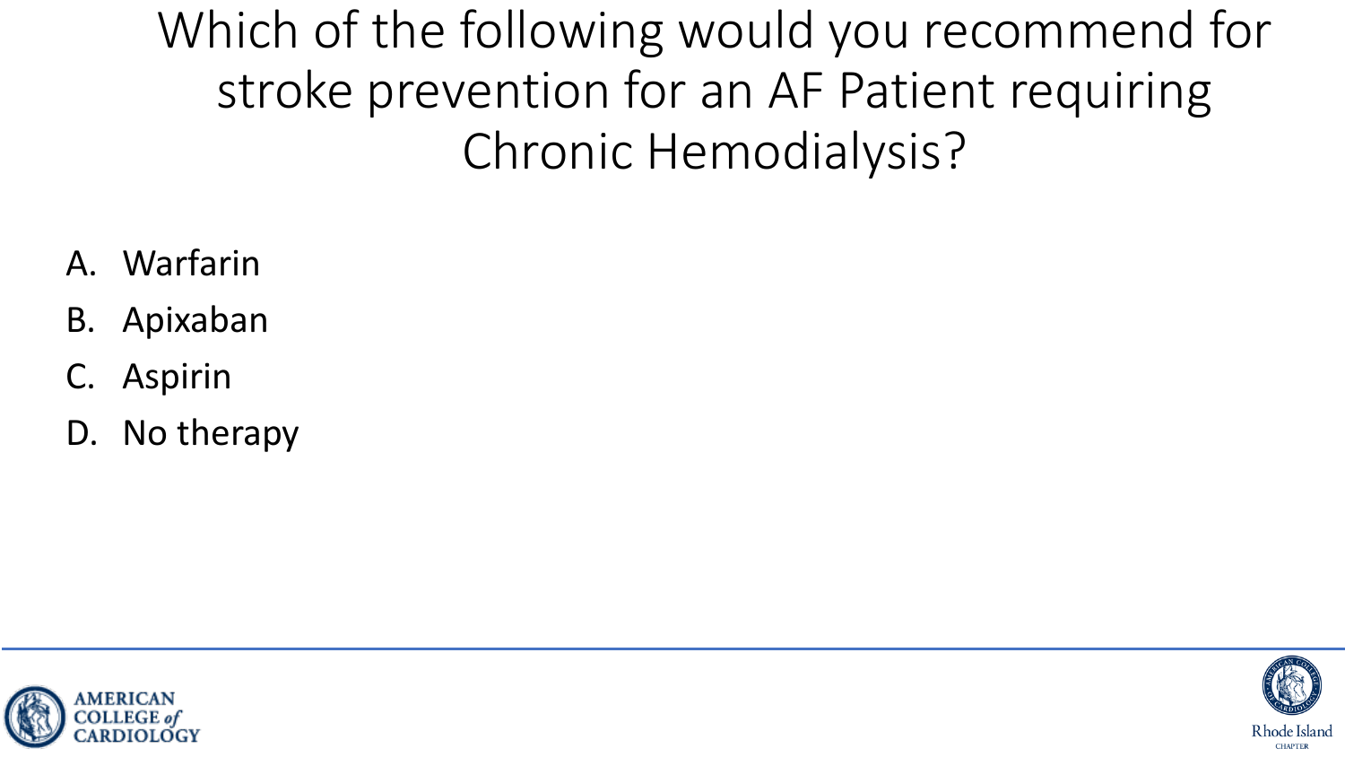# Which of the following would you recommend for stroke prevention for an AF Patient requiring Chronic Hemodialysis?

A. Warfarin
B. Apixaban
C. Aspirin
D. No therapy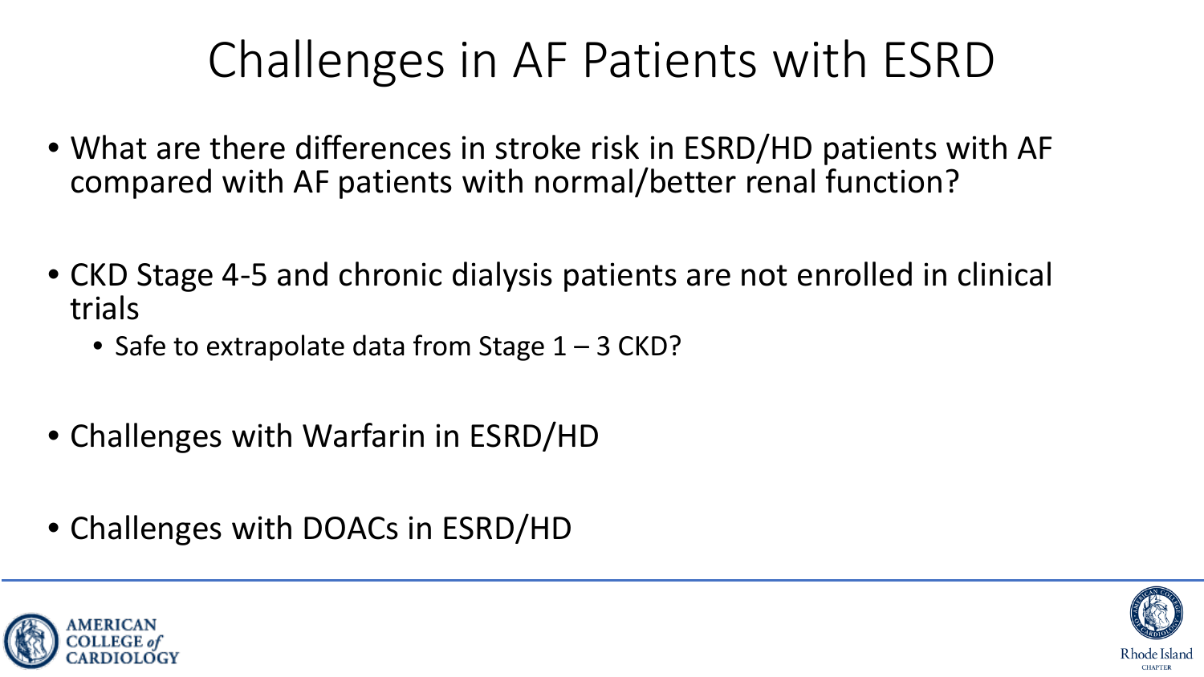# Challenges in AF Patients with ESRD

- What are there differences in stroke risk in ESRD/HD patients with AF compared with AF patients with normal/better renal function?
- CKD Stage 4-5 and chronic dialysis patients are not enrolled in clinical trials
  - Safe to extrapolate data from Stage 1 – 3 CKD?
- Challenges with Warfarin in ESRD/HD
- Challenges with DOACs in ESRD/HD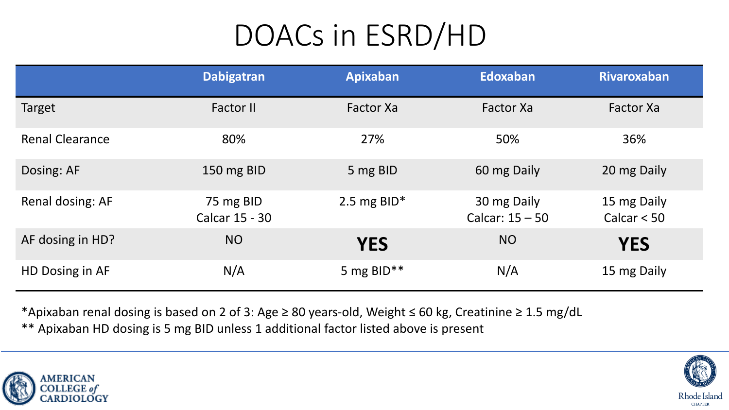# DOACs in ESRD/HD

| | Dabigatran | Apixaban | Edoxaban | Rivaroxaban |
|---|---|---|---|---|
| Target | Factor II | Factor Xa | Factor Xa | Factor Xa |
| Renal Clearance | 80% | 27% | 50% | 36% |
| Dosing: AF | 150 mg BID | 5 mg BID | 60 mg Daily | 20 mg Daily |
| Renal dosing: AF | 75 mg BID Calcar 15 - 30 | 2.5 mg BID* | 30 mg Daily Calcar: 15 – 50 | 15 mg Daily Calcar < 50 |
| AF dosing in HD? | NO | **YES** | NO | **YES** |
| HD Dosing in AF | N/A | 5 mg BID** | N/A | 15 mg Daily |

*Apixaban renal dosing is based on 2 of 3: Age ≥ 80 years-old, Weight ≤ 60 kg, Creatinine ≥ 1.5 mg/dL

** Apixaban HD dosing is 5 mg BID unless 1 additional factor listed above is present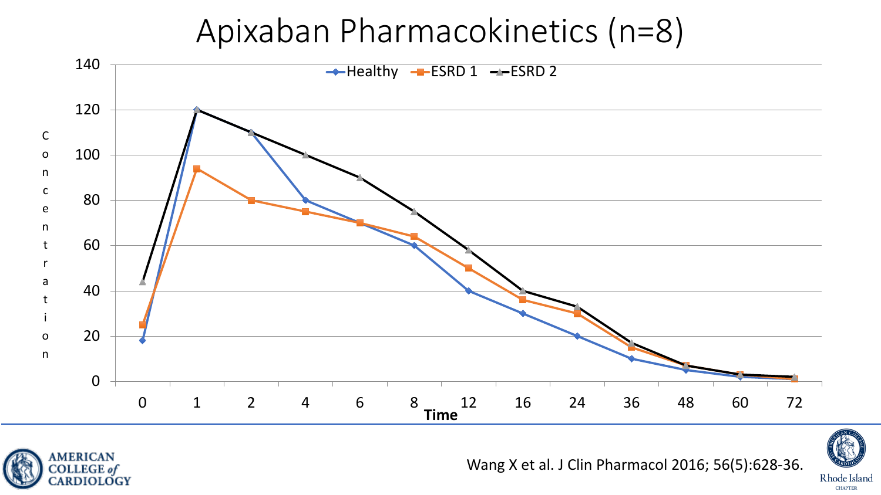# Apixaban Pharmacokinetics (n=8)

Wang X et al. J Clin Pharmacol 2016; 56(5):628-36.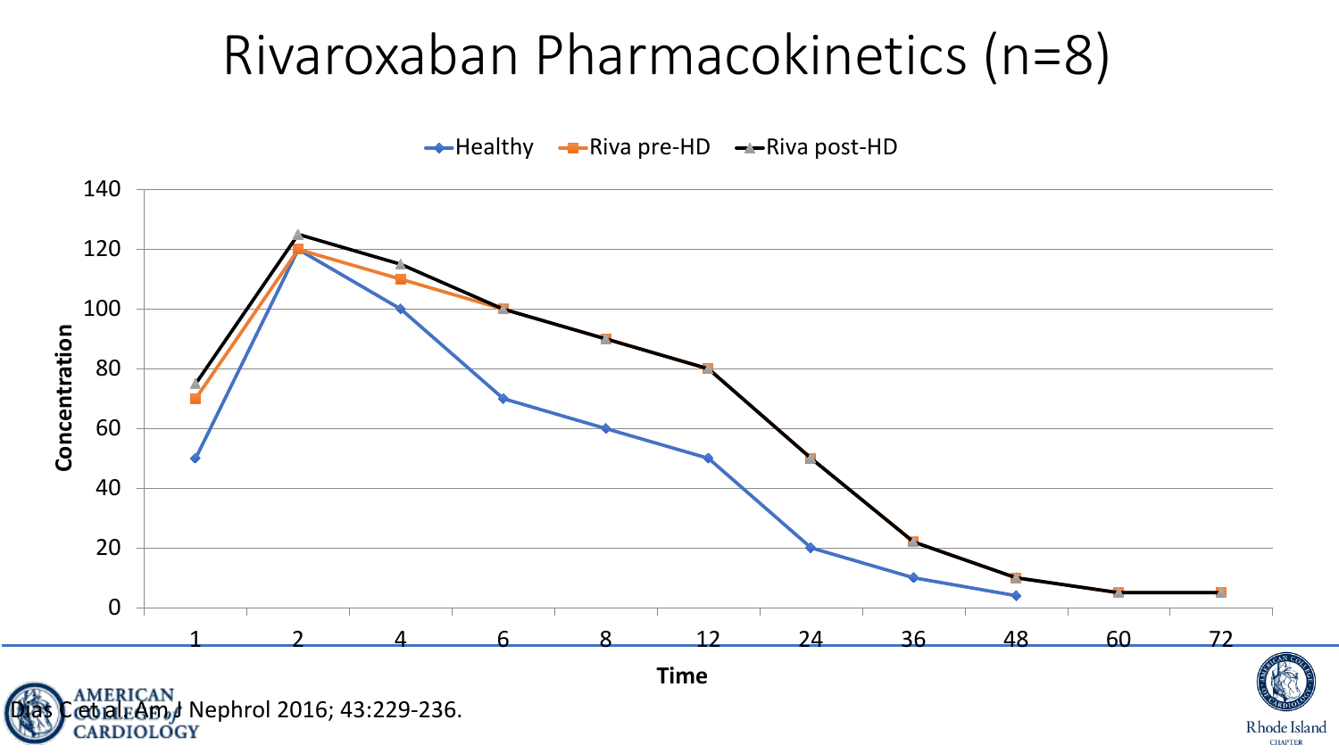# Rivaroxaban Pharmacokinetics (n=8)

Healthy | Riva pre-HD | Riva post-HD

Concentration

140
120
100
80
60
40
20
0

1 2 4 6 8 12 24 36 48 60 72

Time

Dias C et al. Am J Nephrol 2016; 43:229-236.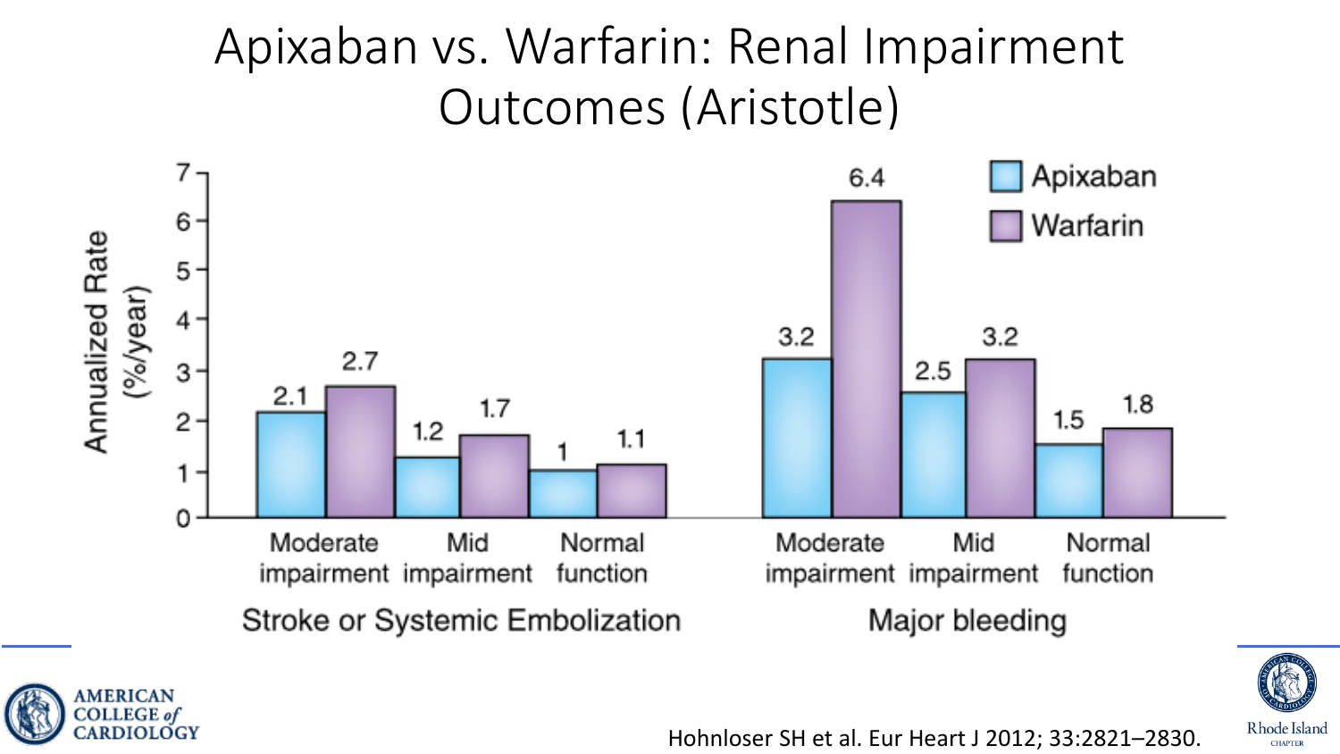# Apixaban vs. Warfarin: Renal Impairment Outcomes (Aristotle)

Annualized Rate (%/year)

**Stroke or Systemic Embolization**

| | Apixaban | Warfarin |
|---|---|---|
| Moderate impairment | 2.1 | 2.7 |
| Mid impairment | 1.2 | 1.7 |
| Normal function | 1 | 1.1 |

**Major bleeding**

| | Apixaban | Warfarin |
|---|---|---|
| Moderate impairment | 3.2 | 6.4 |
| Mid impairment | 2.5 | 3.2 |
| Normal function | 1.5 | 1.8 |

Hohnloser SH et al. Eur Heart J 2012; 33:2821–2830.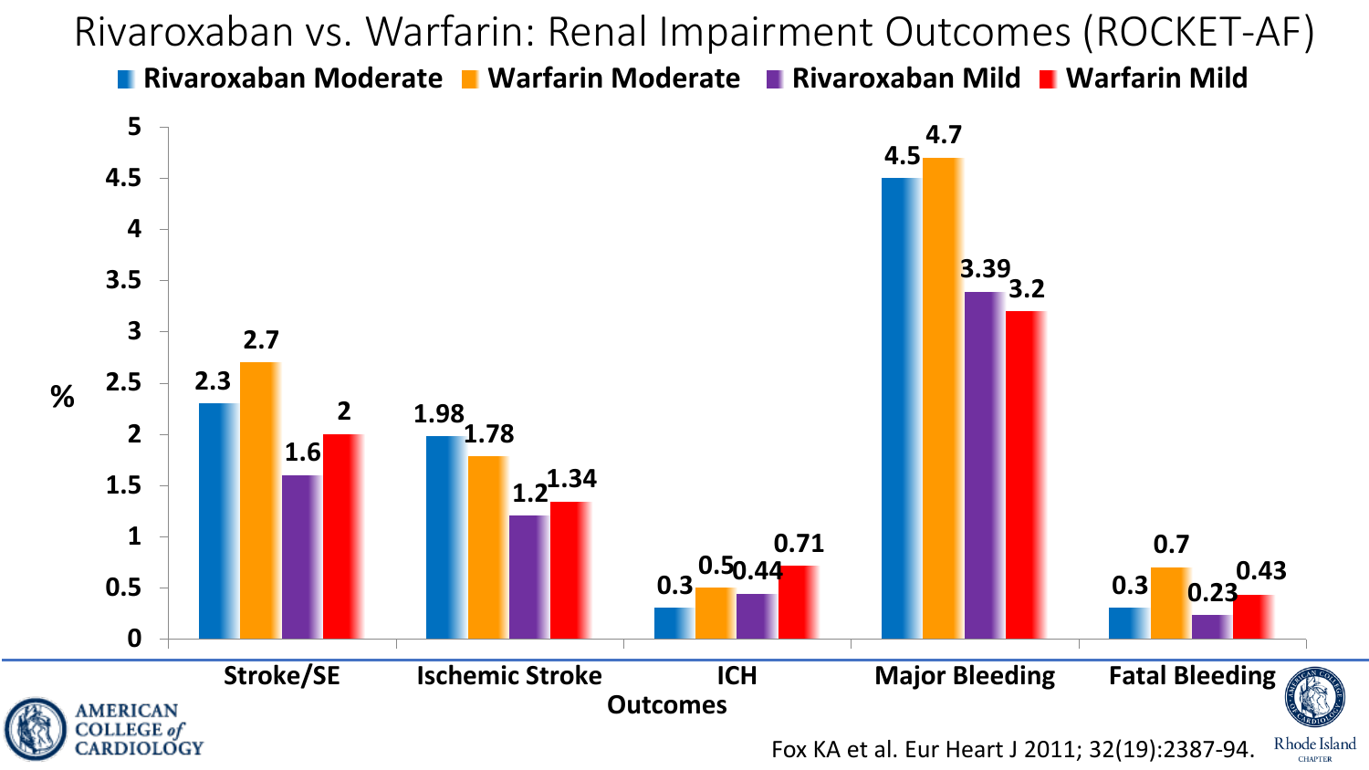# Rivaroxaban vs. Warfarin: Renal Impairment Outcomes (ROCKET-AF)

| Outcomes (%) | Rivaroxaban Moderate | Warfarin Moderate | Rivaroxaban Mild | Warfarin Mild |
|---|---|---|---|---|
| Stroke/SE | 2.3 | 2.7 | 1.6 | 2 |
| Ischemic Stroke | 1.98 | 1.78 | 1.2 | 1.34 |
| ICH | 0.3 | 0.5 | 0.44 | 0.71 |
| Major Bleeding | 4.5 | 4.7 | 3.39 | 3.2 |
| Fatal Bleeding | 0.3 | 0.7 | 0.23 | 0.43 |

Fox KA et al. Eur Heart J 2011; 32(19):2387-94.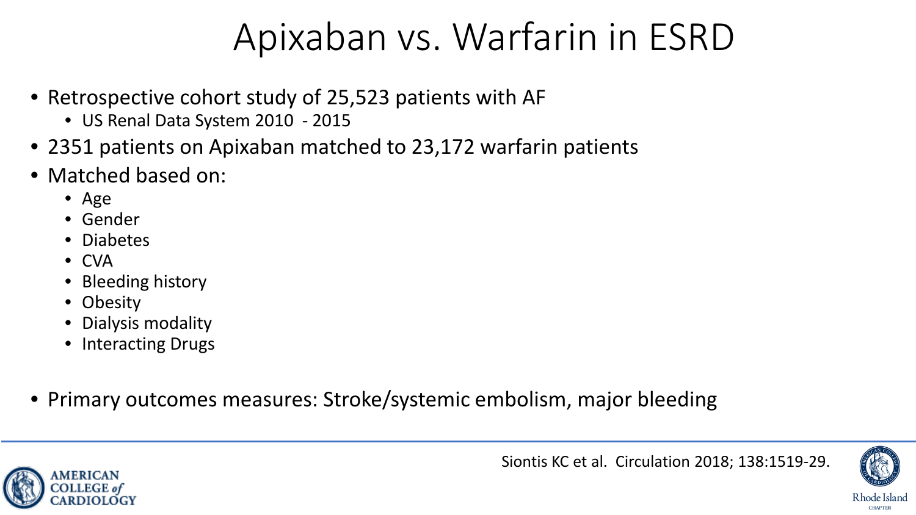# Apixaban vs. Warfarin in ESRD

- Retrospective cohort study of 25,523 patients with AF
  - US Renal Data System 2010 - 2015
- 2351 patients on Apixaban matched to 23,172 warfarin patients
- Matched based on:
  - Age
  - Gender
  - Diabetes
  - CVA
  - Bleeding history
  - Obesity
  - Dialysis modality
  - Interacting Drugs
- Primary outcomes measures: Stroke/systemic embolism, major bleeding

Siontis KC et al. Circulation 2018; 138:1519-29.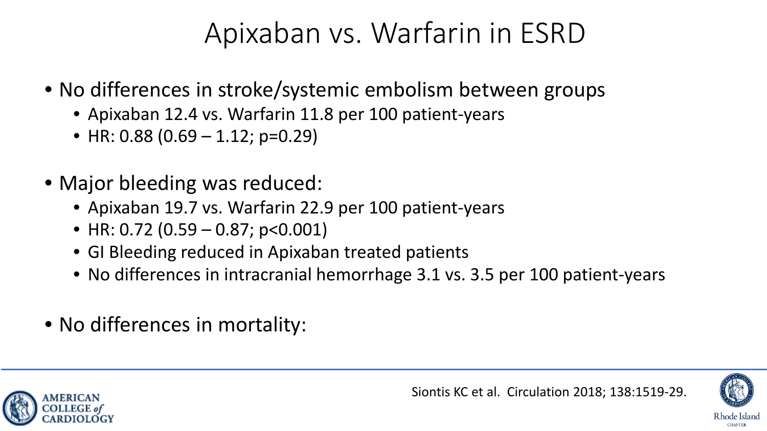# Apixaban vs. Warfarin in ESRD

- No differences in stroke/systemic embolism between groups
  - Apixaban 12.4 vs. Warfarin 11.8 per 100 patient-years
  - HR: 0.88 (0.69 – 1.12; p=0.29)
- Major bleeding was reduced:
  - Apixaban 19.7 vs. Warfarin 22.9 per 100 patient-years
  - HR: 0.72 (0.59 – 0.87; p<0.001)
  - GI Bleeding reduced in Apixaban treated patients
  - No differences in intracranial hemorrhage 3.1 vs. 3.5 per 100 patient-years
- No differences in mortality:

Siontis KC et al. Circulation 2018; 138:1519-29.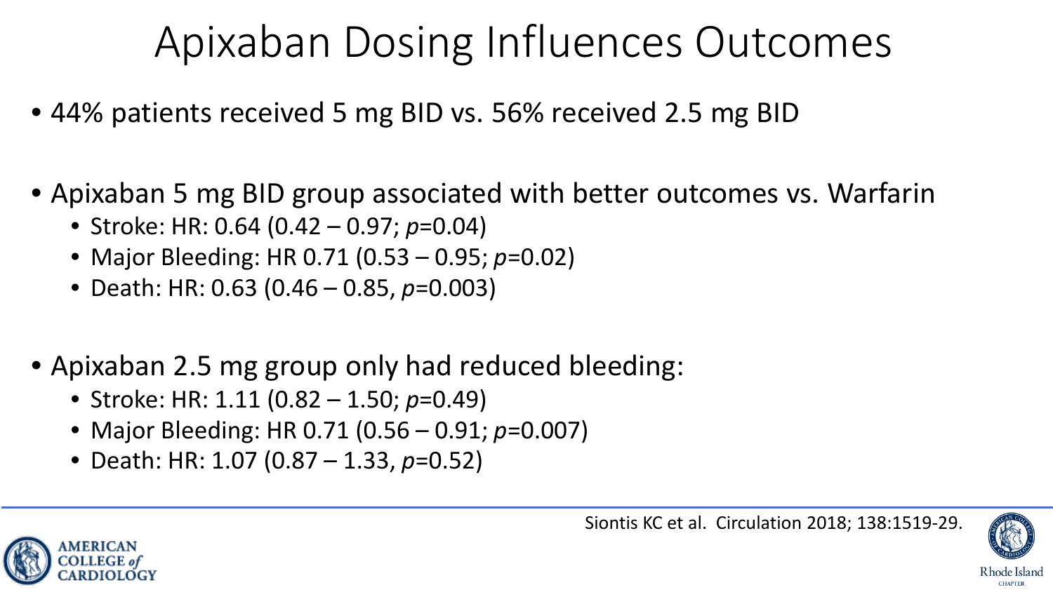# Apixaban Dosing Influences Outcomes

- 44% patients received 5 mg BID vs. 56% received 2.5 mg BID
- Apixaban 5 mg BID group associated with better outcomes vs. Warfarin
  - Stroke: HR: 0.64 (0.42 – 0.97; *p*=0.04)
  - Major Bleeding: HR 0.71 (0.53 – 0.95; *p*=0.02)
  - Death: HR: 0.63 (0.46 – 0.85, *p*=0.003)
- Apixaban 2.5 mg group only had reduced bleeding:
  - Stroke: HR: 1.11 (0.82 – 1.50; *p*=0.49)
  - Major Bleeding: HR 0.71 (0.56 – 0.91; *p*=0.007)
  - Death: HR: 1.07 (0.87 – 1.33, *p*=0.52)

Siontis KC et al. Circulation 2018; 138:1519-29.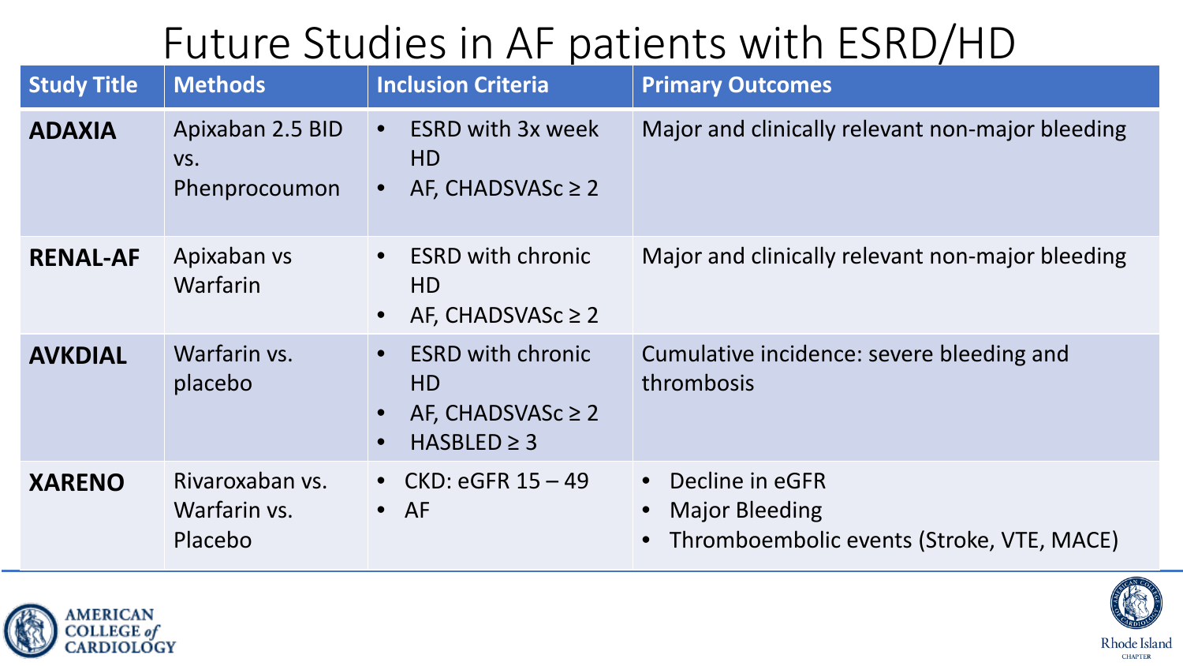# Future Studies in AF patients with ESRD/HD

| Study Title | Methods | Inclusion Criteria | Primary Outcomes |
| --- | --- | --- | --- |
| **ADAXIA** | Apixaban 2.5 BID vs. Phenprocoumon | • ESRD with 3x week HD<br>• AF, CHADSVASc ≥ 2 | Major and clinically relevant non-major bleeding |
| **RENAL-AF** | Apixaban vs Warfarin | • ESRD with chronic HD<br>• AF, CHADSVASc ≥ 2 | Major and clinically relevant non-major bleeding |
| **AVKDIAL** | Warfarin vs. placebo | • ESRD with chronic HD<br>• AF, CHADSVASc ≥ 2<br>• HASBLED ≥ 3 | Cumulative incidence: severe bleeding and thrombosis |
| **XARENO** | Rivaroxaban vs. Warfarin vs. Placebo | • CKD: eGFR 15 – 49<br>• AF | • Decline in eGFR<br>• Major Bleeding<br>• Thromboembolic events (Stroke, VTE, MACE) |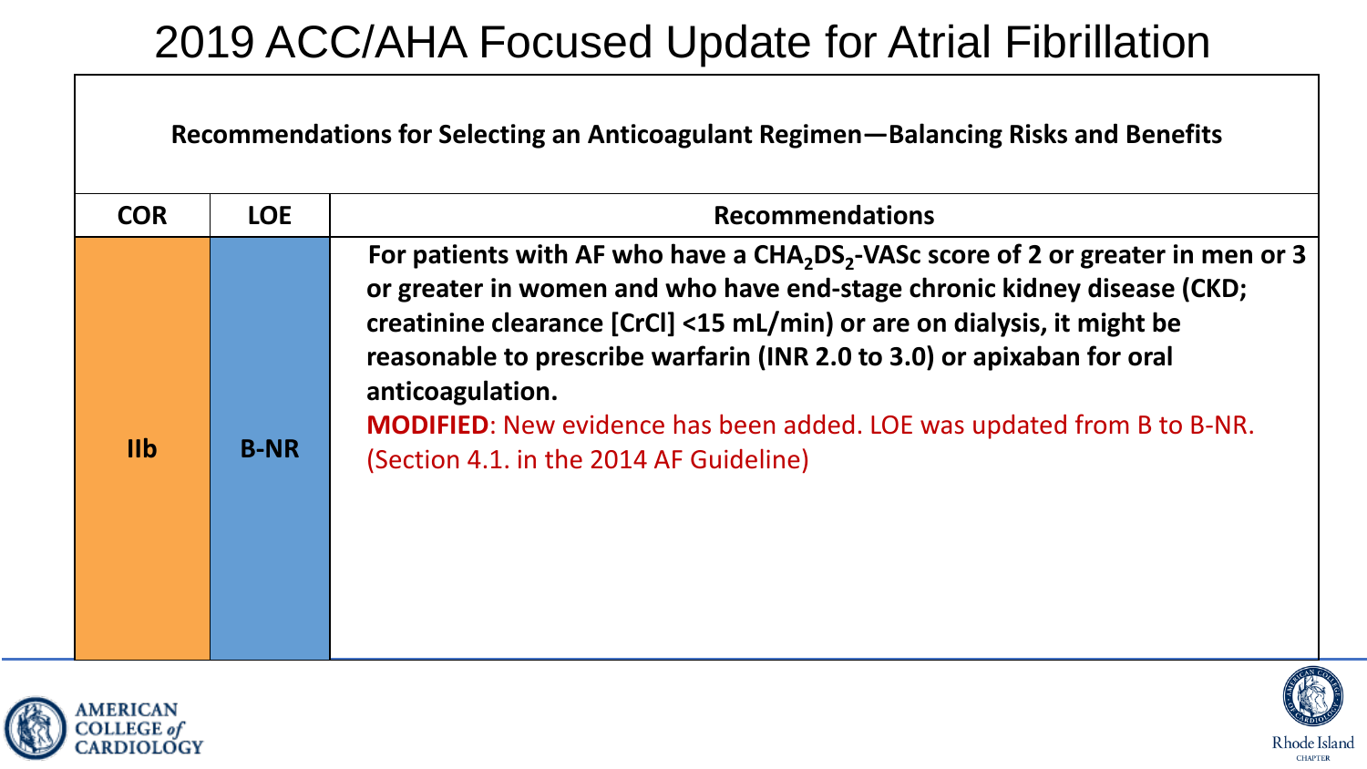# 2019 ACC/AHA Focused Update for Atrial Fibrillation

**Recommendations for Selecting an Anticoagulant Regimen—Balancing Risks and Benefits**

| COR | LOE | Recommendations |
|---|---|---|
| IIb | B-NR | **For patients with AF who have a $CHA_2DS_2$-VASc score of 2 or greater in men or 3 or greater in women and who have end-stage chronic kidney disease (CKD; creatinine clearance [CrCl] <15 mL/min) or are on dialysis, it might be reasonable to prescribe warfarin (INR 2.0 to 3.0) or apixaban for oral anticoagulation.** **MODIFIED**: New evidence has been added. LOE was updated from B to B-NR. (Section 4.1. in the 2014 AF Guideline) |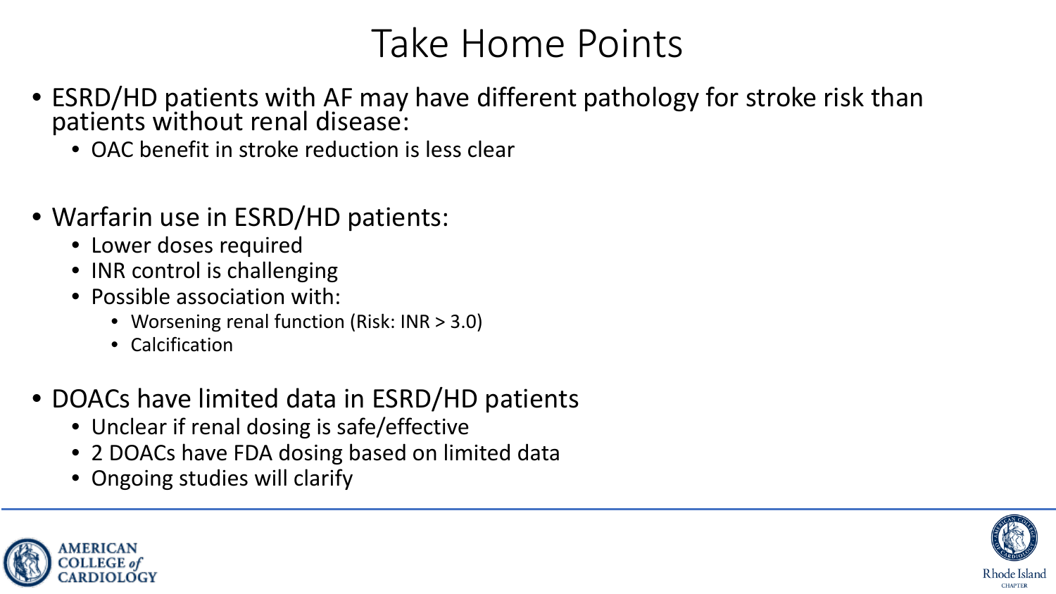# Take Home Points

- ESRD/HD patients with AF may have different pathology for stroke risk than patients without renal disease:
  - OAC benefit in stroke reduction is less clear

- Warfarin use in ESRD/HD patients:
  - Lower doses required
  - INR control is challenging
  - Possible association with:
    - Worsening renal function (Risk: INR > 3.0)
    - Calcification

- DOACs have limited data in ESRD/HD patients
  - Unclear if renal dosing is safe/effective
  - 2 DOACs have FDA dosing based on limited data
  - Ongoing studies will clarify